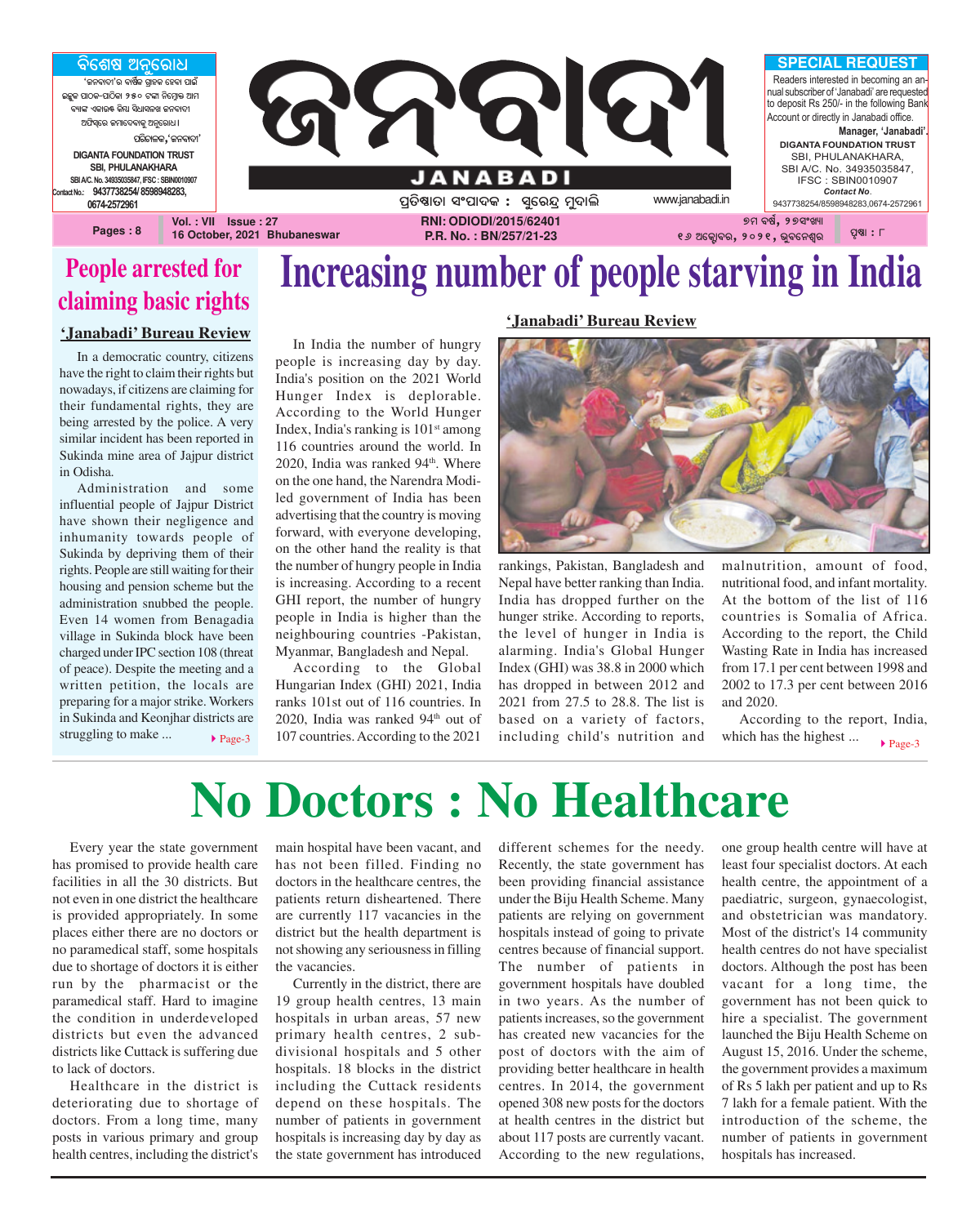# ଜନବାଦୀ

**JANABADI**

ପ୍ରତିଷ୍ଠାତା ସଂପାଦକ : ସୁରେନ୍ଦ୍ର ମୁଦାଲି

www.janabadi.in

**ବିଶେଷ ଅନୁରୋଧ**

'ଜନବାଦୀ'ର ବାର୍ଷିକ ଗ୍ରାହକ ହେବା ପାଇଁ ଇଚ୍ଛୁକ ପାଠକ-ପାଠିକା ୨୫୦ ଟଙ୍କା ନିମ୍ନୋକ୍ତ ଆମ ବ୍ୟାଙ୍କ ଏକାଉଣ୍ଟ କିମ୍ବା ସିଧାସଳଖ ଜନବାଦୀ ଅଫିସ୍‌ରେ ଜମାଦେବାକୁ ଅନୁରୋଧ।

ପରିଚାଳକ, 'ଜନବାଦୀ'

DIGANTA FOUNDATION TRUST
SBI, PHULANAKHARA
SBI A/C. No. 34935035847, IFSC : SBIN0010907
Contact No.: 9437738254/ 8598948283, 0674-2572961

**SPECIAL REQUEST**

Readers interested in becoming an annual subscriber of 'Janabadi' are requested to deposit Rs 250/- in the following Bank Account or directly in Janabadi office.

**Manager, 'Janabadi'.**

DIGANTA FOUNDATION TRUST
SBI, PHULANAKHARA,
SBI A/C. No. 34935035847,
IFSC : SBIN0010907
*Contact No.*
9437738254/8598948283,0674-2572961

Pages : 8 | Vol. : VII Issue : 27 | 16 October, 2021 Bhubaneswar | RNI: ODIODI/2015/62401 | P.R. No. : BN/257/21-23 | ୭ମ ବର୍ଷ, ୨୭ସଂଖ୍ୟା | ୧୬ ଅକ୍ଟୋବର, ୨୦୨୧, ଭୁବନେଶ୍ୱର | ପୃଷ୍ଠା : ୮

## People arrested for claiming basic rights

**'Janabadi' Bureau Review**

In a democratic country, citizens have the right to claim their rights but nowadays, if citizens are claiming for their fundamental rights, they are being arrested by the police. A very similar incident has been reported in Sukinda mine area of Jajpur district in Odisha.

Administration and some influential people of Jajpur District have shown their negligence and inhumanity towards people of Sukinda by depriving them of their rights. People are still waiting for their housing and pension scheme but the administration snubbed the people. Even 14 women from Benagadia village in Sukinda block have been charged under IPC section 108 (threat of peace). Despite the meeting and a written petition, the locals are preparing for a major strike. Workers in Sukinda and Keonjhar districts are struggling to make ... ▸Page-3

# Increasing number of people starving in India

**'Janabadi' Bureau Review**

In India the number of hungry people is increasing day by day. India's position on the 2021 World Hunger Index is deplorable. According to the World Hunger Index, India's ranking is 101st among 116 countries around the world. In 2020, India was ranked 94th. Where on the one hand, the Narendra Modi-led government of India has been advertising that the country is moving forward, with everyone developing, on the other hand the reality is that the number of hungry people in India is increasing. According to a recent GHI report, the number of hungry people in India is higher than the neighbouring countries -Pakistan, Myanmar, Bangladesh and Nepal.

According to the Global Hungarian Index (GHI) 2021, India ranks 101st out of 116 countries. In 2020, India was ranked 94th out of 107 countries. According to the 2021 rankings, Pakistan, Bangladesh and Nepal have better ranking than India. India has dropped further on the hunger strike. According to reports, the level of hunger in India is alarming. India's Global Hunger Index (GHI) was 38.8 in 2000 which has dropped in between 2012 and 2021 from 27.5 to 28.8. The list is based on a variety of factors, including child's nutrition and malnutrition, amount of food, nutritional food, and infant mortality. At the bottom of the list of 116 countries is Somalia of Africa. According to the report, the Child Wasting Rate in India has increased from 17.1 per cent between 1998 and 2002 to 17.3 per cent between 2016 and 2020.

According to the report, India, which has the highest ... ▸Page-3

# No Doctors : No Healthcare

Every year the state government has promised to provide health care facilities in all the 30 districts. But not even in one district the healthcare is provided appropriately. In some places either there are no doctors or no paramedical staff, some hospitals due to shortage of doctors it is either run by the pharmacist or the paramedical staff. Hard to imagine the condition in underdeveloped districts but even the advanced districts like Cuttack is suffering due to lack of doctors.

Healthcare in the district is deteriorating due to shortage of doctors. From a long time, many posts in various primary and group health centres, including the district's main hospital have been vacant, and has not been filled. Finding no doctors in the healthcare centres, the patients return disheartened. There are currently 117 vacancies in the district but the health department is not showing any seriousness in filling the vacancies.

Currently in the district, there are 19 group health centres, 13 main hospitals in urban areas, 57 new primary health centres, 2 sub-divisional hospitals and 5 other hospitals. 18 blocks in the district including the Cuttack residents depend on these hospitals. The number of patients in government hospitals is increasing day by day as the state government has introduced different schemes for the needy. Recently, the state government has been providing financial assistance under the Biju Health Scheme. Many patients are relying on government hospitals instead of going to private centres because of financial support. The number of patients in government hospitals have doubled in two years. As the number of patients increases, so the government has created new vacancies for the post of doctors with the aim of providing better healthcare in health centres. In 2014, the government opened 308 new posts for the doctors at health centres in the district but about 117 posts are currently vacant. According to the new regulations, one group health centre will have at least four specialist doctors. At each health centre, the appointment of a paediatric, surgeon, gynaecologist, and obstetrician was mandatory. Most of the district's 14 community health centres do not have specialist doctors. Although the post has been vacant for a long time, the government has not been quick to hire a specialist. The government launched the Biju Health Scheme on August 15, 2016. Under the scheme, the government provides a maximum of Rs 5 lakh per patient and up to Rs 7 lakh for a female patient. With the introduction of the scheme, the number of patients in government hospitals has increased.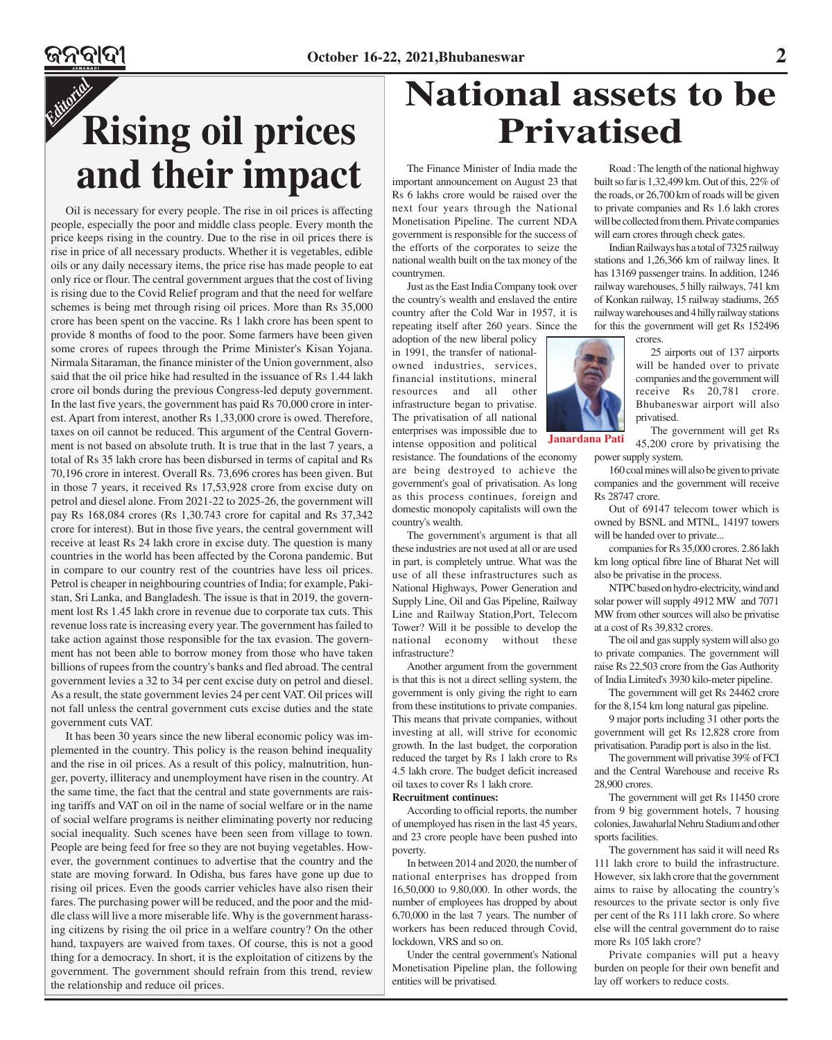*Editorial*

# Rising oil prices and their impact

Oil is necessary for every people. The rise in oil prices is affecting people, especially the poor and middle class people. Every month the price keeps rising in the country. Due to the rise in oil prices there is rise in price of all necessary products. Whether it is vegetables, edible oils or any daily necessary items, the price rise has made people to eat only rice or flour. The central government argues that the cost of living is rising due to the Covid Relief program and that the need for welfare schemes is being met through rising oil prices. More than Rs 35,000 crore has been spent on the vaccine. Rs 1 lakh crore has been spent to provide 8 months of food to the poor. Some farmers have been given some crores of rupees through the Prime Minister's Kisan Yojana. Nirmala Sitaraman, the finance minister of the Union government, also said that the oil price hike had resulted in the issuance of Rs 1.44 lakh crore oil bonds during the previous Congress-led deputy government. In the last five years, the government has paid Rs 70,000 crore in interest. Apart from interest, another Rs 1,33,000 crore is owed. Therefore, taxes on oil cannot be reduced. This argument of the Central Government is not based on absolute truth. It is true that in the last 7 years, a total of Rs 35 lakh crore has been disbursed in terms of capital and Rs 70,196 crore in interest. Overall Rs. 73,696 crores has been given. But in those 7 years, it received Rs 17,53,928 crore from excise duty on petrol and diesel alone. From 2021-22 to 2025-26, the government will pay Rs 168,084 crores (Rs 1,30.743 crore for capital and Rs 37,342 crore for interest). But in those five years, the central government will receive at least Rs 24 lakh crore in excise duty. The question is many countries in the world has been affected by the Corona pandemic. But in compare to our country rest of the countries have less oil prices. Petrol is cheaper in neighbouring countries of India; for example, Pakistan, Sri Lanka, and Bangladesh. The issue is that in 2019, the government lost Rs 1.45 lakh crore in revenue due to corporate tax cuts. This revenue loss rate is increasing every year. The government has failed to take action against those responsible for the tax evasion. The government has not been able to borrow money from those who have taken billions of rupees from the country's banks and fled abroad. The central government levies a 32 to 34 per cent excise duty on petrol and diesel. As a result, the state government levies 24 per cent VAT. Oil prices will not fall unless the central government cuts excise duties and the state government cuts VAT.

It has been 30 years since the new liberal economic policy was implemented in the country. This policy is the reason behind inequality and the rise in oil prices. As a result of this policy, malnutrition, hunger, poverty, illiteracy and unemployment have risen in the country. At the same time, the fact that the central and state governments are raising tariffs and VAT on oil in the name of social welfare or in the name of social welfare programs is neither eliminating poverty nor reducing social inequality. Such scenes have been seen from village to town. People are being feed for free so they are not buying vegetables. However, the government continues to advertise that the country and the state are moving forward. In Odisha, bus fares have gone up due to rising oil prices. Even the goods carrier vehicles have also risen their fares. The purchasing power will be reduced, and the poor and the middle class will live a more miserable life. Why is the government harassing citizens by rising the oil price in a welfare country? On the other hand, taxpayers are waived from taxes. Of course, this is not a good thing for a democracy. In short, it is the exploitation of citizens by the government. The government should refrain from this trend, review the relationship and reduce oil prices.

# National assets to be Privatised

The Finance Minister of India made the important announcement on August 23 that Rs 6 lakhs crore would be raised over the next four years through the National Monetisation Pipeline. The current NDA government is responsible for the success of the efforts of the corporates to seize the national wealth built on the tax money of the countrymen.

Just as the East India Company took over the country's wealth and enslaved the entire country after the Cold War in 1957, it is repeating itself after 260 years. Since the adoption of the new liberal policy in 1991, the transfer of national-owned industries, services, financial institutions, mineral resources and all other infrastructure began to privatise. The privatisation of all national enterprises was impossible due to intense opposition and political resistance. The foundations of the economy are being destroyed to achieve the government's goal of privatisation. As long as this process continues, foreign and domestic monopoly capitalists will own the country's wealth.

**Janardana Pati**

The government's argument is that all these industries are not used at all or are used in part, is completely untrue. What was the use of all these infrastructures such as National Highways, Power Generation and Supply Line, Oil and Gas Pipeline, Railway Line and Railway Station,Port, Telecom Tower? Will it be possible to develop the national economy without these infrastructure?

Another argument from the government is that this is not a direct selling system, the government is only giving the right to earn from these institutions to private companies. This means that private companies, without investing at all, will strive for economic growth. In the last budget, the corporation reduced the target by Rs 1 lakh crore to Rs 4.5 lakh crore. The budget deficit increased oil taxes to cover Rs 1 lakh crore.

**Recruitment continues:**

According to official reports, the number of unemployed has risen in the last 45 years, and 23 crore people have been pushed into poverty.

In between 2014 and 2020, the number of national enterprises has dropped from 16,50,000 to 9,80,000. In other words, the number of employees has dropped by about 6,70,000 in the last 7 years. The number of workers has been reduced through Covid, lockdown, VRS and so on.

Under the central government's National Monetisation Pipeline plan, the following entities will be privatised.

Road : The length of the national highway built so far is 1,32,499 km. Out of this, 22% of the roads, or 26,700 km of roads will be given to private companies and Rs 1.6 lakh crores will be collected from them. Private companies will earn crores through check gates.

Indian Railways has a total of 7325 railway stations and 1,26,366 km of railway lines. It has 13169 passenger trains. In addition, 1246 railway warehouses, 5 hilly railways, 741 km of Konkan railway, 15 railway stadiums, 265 railway warehouses and 4 hilly railway stations for this the government will get Rs 152496 crores.

25 airports out of 137 airports will be handed over to private companies and the government will receive Rs 20,781 crore. Bhubaneswar airport will also privatised.

The government will get Rs 45,200 crore by privatising the power supply system.

160 coal mines will also be given to private companies and the government will receive Rs 28747 crore.

Out of 69147 telecom tower which is owned by BSNL and MTNL, 14197 towers will be handed over to private...

companies for Rs 35,000 crores. 2.86 lakh km long optical fibre line of Bharat Net will also be privatise in the process.

NTPC based on hydro-electricity, wind and solar power will supply 4912 MW and 7071 MW from other sources will also be privatise at a cost of Rs 39,832 crores.

The oil and gas supply system will also go to private companies. The government will raise Rs 22,503 crore from the Gas Authority of India Limited's 3930 kilo-meter pipeline.

The government will get Rs 24462 crore for the 8,154 km long natural gas pipeline.

9 major ports including 31 other ports the government will get Rs 12,828 crore from privatisation. Paradip port is also in the list.

The government will privatise 39% of FCI and the Central Warehouse and receive Rs 28,900 crores.

The government will get Rs 11450 crore from 9 big government hotels, 7 housing colonies, Jawaharlal Nehru Stadium and other sports facilities.

The government has said it will need Rs 111 lakh crore to build the infrastructure. However, six lakh crore that the government aims to raise by allocating the country's resources to the private sector is only five per cent of the Rs 111 lakh crore. So where else will the central government do to raise more Rs 105 lakh crore?

Private companies will put a heavy burden on people for their own benefit and lay off workers to reduce costs.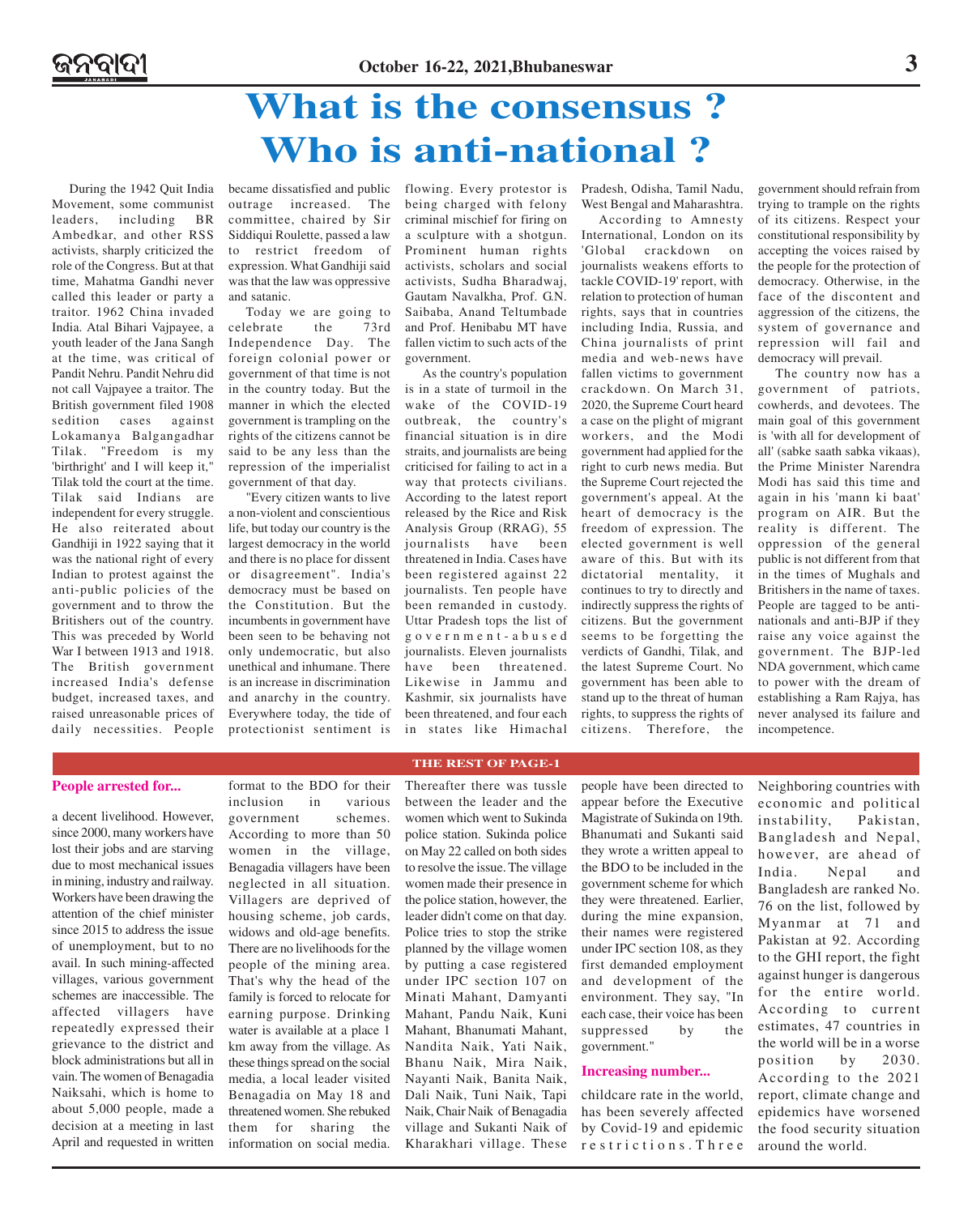# What is the consensus ? Who is anti-national ?

During the 1942 Quit India Movement, some communist leaders, including BR Ambedkar, and other RSS activists, sharply criticized the role of the Congress. But at that time, Mahatma Gandhi never called this leader or party a traitor. 1962 China invaded India. Atal Bihari Vajpayee, a youth leader of the Jana Sangh at the time, was critical of Pandit Nehru. Pandit Nehru did not call Vajpayee a traitor. The British government filed 1908 sedition cases against Lokamanya Balgangadhar Tilak. "Freedom is my 'birthright' and I will keep it," Tilak told the court at the time. Tilak said Indians are independent for every struggle. He also reiterated about Gandhiji in 1922 saying that it was the national right of every Indian to protest against the anti-public policies of the government and to throw the Britishers out of the country. This was preceded by World War I between 1913 and 1918. The British government increased India's defense budget, increased taxes, and raised unreasonable prices of daily necessities. People became dissatisfied and public outrage increased. The committee, chaired by Sir Siddiqui Roulette, passed a law to restrict freedom of expression. What Gandhiji said was that the law was oppressive and satanic.

Today we are going to celebrate the 73rd Independence Day. The foreign colonial power or government of that time is not in the country today. But the manner in which the elected government is trampling on the rights of the citizens cannot be said to be any less than the repression of the imperialist government of that day.

"Every citizen wants to live a non-violent and conscientious life, but today our country is the largest democracy in the world and there is no place for dissent or disagreement". India's democracy must be based on the Constitution. But the incumbents in government have been seen to be behaving not only undemocratic, but also unethical and inhumane. There is an increase in discrimination and anarchy in the country. Everywhere today, the tide of protectionist sentiment is flowing. Every protestor is being charged with felony criminal mischief for firing on a sculpture with a shotgun. Prominent human rights activists, scholars and social activists, Sudha Bharadwaj, Gautam Navalkha, Prof. G.N. Saibaba, Anand Teltumbade and Prof. Henibabu MT have fallen victim to such acts of the government.

As the country's population is in a state of turmoil in the wake of the COVID-19 outbreak, the country's financial situation is in dire straits, and journalists are being criticised for failing to act in a way that protects civilians. According to the latest report released by the Rice and Risk Analysis Group (RRAG), 55 journalists have been threatened in India. Cases have been registered against 22 journalists. Ten people have been remanded in custody. Uttar Pradesh tops the list of government-abused journalists. Eleven journalists have been threatened. Likewise in Jammu and Kashmir, six journalists have been threatened, and four each in states like Himachal Pradesh, Odisha, Tamil Nadu, West Bengal and Maharashtra.

According to Amnesty International, London on its 'Global crackdown on journalists weakens efforts to tackle COVID-19' report, with relation to protection of human rights, says that in countries including India, Russia, and China journalists of print media and web-news have fallen victims to government crackdown. On March 31, 2020, the Supreme Court heard a case on the plight of migrant workers, and the Modi government had applied for the right to curb news media. But the Supreme Court rejected the government's appeal. At the heart of democracy is the freedom of expression. The elected government is well aware of this. But with its dictatorial mentality, it continues to try to directly and indirectly suppress the rights of citizens. But the government seems to be forgetting the verdicts of Gandhi, Tilak, and the latest Supreme Court. No government has been able to stand up to the threat of human rights, to suppress the rights of citizens. Therefore, the government should refrain from trying to trample on the rights of its citizens. Respect your constitutional responsibility by accepting the voices raised by the people for the protection of democracy. Otherwise, in the face of the discontent and aggression of the citizens, the system of governance and repression will fail and democracy will prevail.

The country now has a government of patriots, cowherds, and devotees. The main goal of this government is 'with all for development of all' (sabke saath sabka vikaas), the Prime Minister Narendra Modi has said this time and again in his 'mann ki baat' program on AIR. But the reality is different. The oppression of the general public is not different from that in the times of Mughals and Britishers in the name of taxes. People are tagged to be anti-nationals and anti-BJP if they raise any voice against the government. The BJP-led NDA government, which came to power with the dream of establishing a Ram Rajya, has never analysed its failure and incompetence.

## THE REST OF PAGE-1

### People arrested for...

a decent livelihood. However, since 2000, many workers have lost their jobs and are starving due to most mechanical issues in mining, industry and railway. Workers have been drawing the attention of the chief minister since 2015 to address the issue of unemployment, but to no avail. In such mining-affected villages, various government schemes are inaccessible. The affected villagers have repeatedly expressed their grievance to the district and block administrations but all in vain. The women of Benagadia Naiksahi, which is home to about 5,000 people, made a decision at a meeting in last April and requested in written format to the BDO for their inclusion in various government schemes. According to more than 50 women in the village, Benagadia villagers have been neglected in all situation. Villagers are deprived of housing scheme, job cards, widows and old-age benefits. There are no livelihoods for the people of the mining area. That's why the head of the family is forced to relocate for earning purpose. Drinking water is available at a place 1 km away from the village. As these things spread on the social media, a local leader visited Benagadia on May 18 and threatened women. She rebuked them for sharing the information on social media. Thereafter there was tussle between the leader and the women which went to Sukinda police station. Sukinda police on May 22 called on both sides to resolve the issue. The village women made their presence in the police station, however, the leader didn't come on that day. Police tries to stop the strike planned by the village women by putting a case registered under IPC section 107 on Minati Mahant, Damyanti Mahant, Pandu Naik, Kuni Mahant, Bhanumati Mahant, Nandita Naik, Yati Naik, Bhanu Naik, Mira Naik, Nayanti Naik, Banita Naik, Dali Naik, Tuni Naik, Tapi Naik, Chair Naik of Benagadia village and Sukanti Naik of Kharakhari village. These people have been directed to appear before the Executive Magistrate of Sukinda on 19th. Bhanumati and Sukanti said they wrote a written appeal to the BDO to be included in the government scheme for which they were threatened. Earlier, during the mine expansion, their names were registered under IPC section 108, as they first demanded employment and development of the environment. They say, "In each case, their voice has been suppressed by the government."

### Increasing number...

childcare rate in the world, has been severely affected by Covid-19 and epidemic restrictions. Three Neighboring countries with economic and political instability, Pakistan, Bangladesh and Nepal, however, are ahead of India. Nepal and Bangladesh are ranked No. 76 on the list, followed by Myanmar at 71 and Pakistan at 92. According to the GHI report, the fight against hunger is dangerous for the entire world. According to current estimates, 47 countries in the world will be in a worse position by 2030. According to the 2021 report, climate change and epidemics have worsened the food security situation around the world.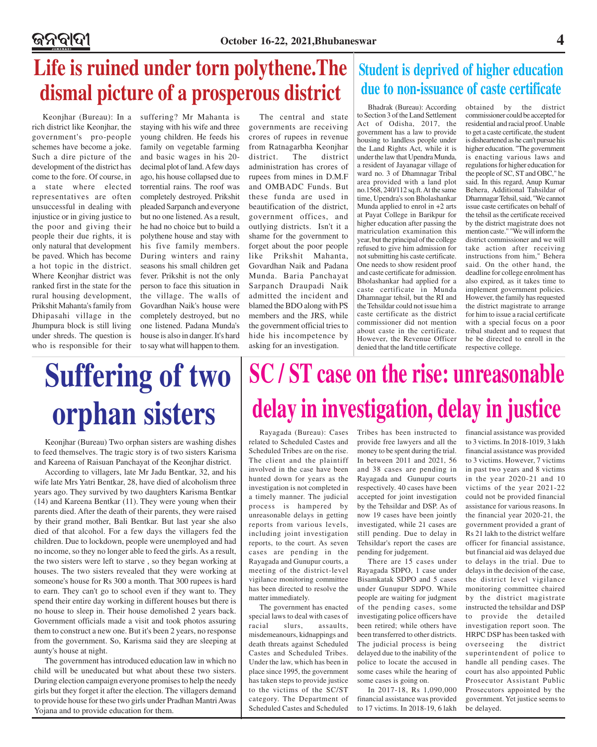# Life is ruined under torn polythene.The dismal picture of a prosperous district

Keonjhar (Bureau): In a rich district like Keonjhar, the government's pro-people schemes have become a joke. Such a dire picture of the development of the district has come to the fore. Of course, in a state where elected representatives are often unsuccessful in dealing with injustice or in giving justice to the poor and giving their people their due rights, it is only natural that development be paved. Which has become a hot topic in the district. Where Keonjhar district was ranked first in the state for the rural housing development, Prikshit Mahanta's family from Dhipasahi village in the Jhumpura block is still living under shreds. The question is who is responsible for their suffering? Mr Mahanta is staying with his wife and three young children. He feeds his family on vegetable farming and basic wages in his 20-decimal plot of land. A few days ago, his house collapsed due to torrential rains. The roof was completely destroyed. Prikshit pleaded Sarpanch and everyone but no one listened. As a result, he had no choice but to build a polythene house and stay with his five family members. During winters and rainy seasons his small children get fever. Prikshit is not the only person to face this situation in the village. The walls of Govardhan Naik's house were completely destroyed, but no one listened. Padana Munda's house is also in danger. It's hard to say what will happen to them.

The central and state governments are receiving crores of rupees in revenue from Ratnagarbha Keonjhar district. The district administration has crores of rupees from mines in D.M.F and OMBADC Funds. But these funda are used in beautification of the district, government offices, and outlying districts. Isn't it a shame for the government to forget about the poor people like Prikshit Mahanta, Govardhan Naik and Padana Munda. Baria Panchayat Sarpanch Draupadi Naik admitted the incident and blamed the BDO along with PS members and the JRS, while the government official tries to hide his incompetence by asking for an investigation.

# Student is deprived of higher education due to non-issuance of caste certificate

Bhadrak (Bureau): According to Section 3 of the Land Settlement Act of Odisha, 2017, the government has a law to provide housing to landless people under the Land Rights Act, while it is under the law that Upendra Munda, a resident of Jayanagar village of ward no. 3 of Dhamnagar Tribal area provided with a land plot no.1568, 240/112 sq.ft. At the same time, Upendra's son Bholashankar Munda applied to enrol in +2 arts at Payat College in Barikpur for higher education after passing the matriculation examination this year, but the principal of the college refused to give him admission for not submitting his caste certificate. One needs to show resident proof and caste certificate for admission. Bholashankar had applied for a caste certificate in Munda Dhamnagar tehsil, but the RI and the Tehsildar could not issue him a caste certificate as the district commissioner did not mention about caste in the certificate. However, the Revenue Officer denied that the land title certificate obtained by the district commissioner could be accepted for residential and racial proof. Unable to get a caste certificate, the student is disheartened as he can't pursue his higher education. "The government is enacting various laws and regulations for higher education for the people of SC, ST and OBC," he said. In this regard, Anup Kumar Behera, Additional Tahsildar of Dhamnagar Tehsil, said, "We cannot issue caste certificates on behalf of the tehsil as the certificate received by the district magistrate does not mention caste." "We will inform the district commissioner and we will take action after receiving instructions from him," Behera said. On the other hand, the deadline for college enrolment has also expired, as it takes time to implement government policies. However, the family has requested the district magistrate to arrange for him to issue a racial certificate with a special focus on a poor tribal student and to request that he be directed to enroll in the respective college.

# Suffering of two orphan sisters

Keonjhar (Bureau) Two orphan sisters are washing dishes to feed themselves. The tragic story is of two sisters Karisma and Kareena of Raisuan Panchayat of the Keonjhar district.

According to villagers, late Mr Jadu Bentkar, 32, and his wife late Mrs Yatri Bentkar, 28, have died of alcoholism three years ago. They survived by two daughters Karisma Bentkar (14) and Kareena Bentkar (11). They were young when their parents died. After the death of their parents, they were raised by their grand mother, Bali Bentkar. But last year she also died of that alcohol. For a few days the villagers fed the children. Due to lockdown, people were unemployed and had no income, so they no longer able to feed the girls. As a result, the two sisters were left to starve , so they began working at houses. The two sisters revealed that they were working at someone's house for Rs 300 a month. That 300 rupees is hard to earn. They can't go to school even if they want to. They spend their entire day working in different houses but there is no house to sleep in. Their house demolished 2 years back. Government officials made a visit and took photos assuring them to construct a new one. But it's been 2 years, no response from the government. So, Karisma said they are sleeping at aunty's house at night.

The government has introduced education law in which no child will be uneducated but what about these two sisters. During election campaign everyone promises to help the needy girls but they forget it after the election. The villagers demand to provide house for these two girls under Pradhan Mantri Awas Yojana and to provide education for them.

# SC / ST case on the rise: unreasonable delay in investigation, delay in justice

Rayagada (Bureau): Cases related to Scheduled Castes and Scheduled Tribes are on the rise. The client and the plaintiff involved in the case have been hunted down for years as the investigation is not completed in a timely manner. The judicial process is hampered by unreasonable delays in getting reports from various levels, including joint investigation reports, to the court. As seven cases are pending in the Rayagada and Gunupur courts, a meeting of the district-level vigilance monitoring committee has been directed to resolve the matter immediately.

The government has enacted special laws to deal with cases of racial slurs, assaults, misdemeanours, kidnappings and death threats against Scheduled Castes and Scheduled Tribes. Under the law, which has been in place since 1995, the government has taken steps to provide justice to the victims of the SC/ST category. The Department of Scheduled Castes and Scheduled Tribes has been instructed to provide free lawyers and all the money to be spent during the trial. In between 2011 and 2021, 56 and 38 cases are pending in Rayagada and Gunupur courts respectively. 40 cases have been accepted for joint investigation by the Tehsildar and DSP. As of now 19 cases have been jointly investigated, while 21 cases are still pending. Due to delay in Tehsildar's report the cases are pending for judgement.

There are 15 cases under Rayagada SDPO, 1 case under Bisamkatak SDPO and 5 cases under Gunupur SDPO. While people are waiting for judgment of the pending cases, some investigating police officers have been retired; while others have been transferred to other districts. The judicial process is being delayed due to the inability of the police to locate the accused in some cases while the hearing of some cases is going on.

In 2017-18, Rs 1,090,000 financial assistance was provided to 17 victims. In 2018-19, 6 lakh financial assistance was provided to 3 victims. In 2018-1019, 3 lakh financial assistance was provided to 3 victims. However, 7 victims in past two years and 8 victims in the year 2020-21 and 10 victims of the year 2021-22 could not be provided financial assistance for various reasons. In the financial year 2020-21, the government provided a grant of Rs 21 lakh to the district welfare officer for financial assistance, but financial aid was delayed due to delays in the trial. Due to delays in the decision of the case, the district level vigilance monitoring committee chaired by the district magistrate instructed the tehsildar and DSP to provide the detailed investigation report soon. The HRPC DSP has been tasked with overseeing the district superintendent of police to handle all pending cases. The court has also appointed Public Prosecutor Assistant Public Prosecutors appointed by the government. Yet justice seems to be delayed.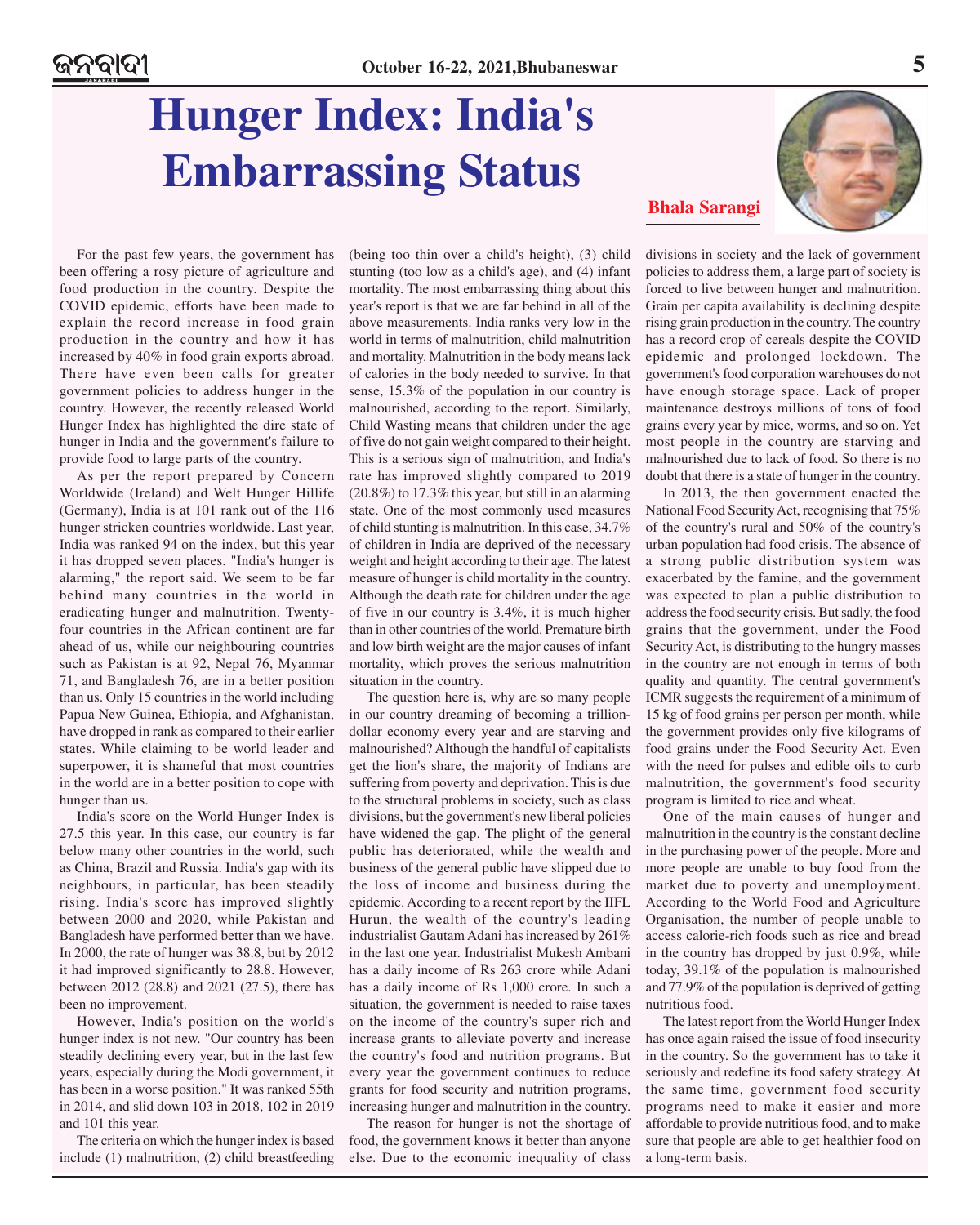# Hunger Index: India's Embarrassing Status

**Bhala Sarangi**

For the past few years, the government has been offering a rosy picture of agriculture and food production in the country. Despite the COVID epidemic, efforts have been made to explain the record increase in food grain production in the country and how it has increased by 40% in food grain exports abroad. There have even been calls for greater government policies to address hunger in the country. However, the recently released World Hunger Index has highlighted the dire state of hunger in India and the government's failure to provide food to large parts of the country.

As per the report prepared by Concern Worldwide (Ireland) and Welt Hunger Hillife (Germany), India is at 101 rank out of the 116 hunger stricken countries worldwide. Last year, India was ranked 94 on the index, but this year it has dropped seven places. "India's hunger is alarming," the report said. We seem to be far behind many countries in the world in eradicating hunger and malnutrition. Twenty-four countries in the African continent are far ahead of us, while our neighbouring countries such as Pakistan is at 92, Nepal 76, Myanmar 71, and Bangladesh 76, are in a better position than us. Only 15 countries in the world including Papua New Guinea, Ethiopia, and Afghanistan, have dropped in rank as compared to their earlier states. While claiming to be world leader and superpower, it is shameful that most countries in the world are in a better position to cope with hunger than us.

India's score on the World Hunger Index is 27.5 this year. In this case, our country is far below many other countries in the world, such as China, Brazil and Russia. India's gap with its neighbours, in particular, has been steadily rising. India's score has improved slightly between 2000 and 2020, while Pakistan and Bangladesh have performed better than we have. In 2000, the rate of hunger was 38.8, but by 2012 it had improved significantly to 28.8. However, between 2012 (28.8) and 2021 (27.5), there has been no improvement.

However, India's position on the world's hunger index is not new. "Our country has been steadily declining every year, but in the last few years, especially during the Modi government, it has been in a worse position." It was ranked 55th in 2014, and slid down 103 in 2018, 102 in 2019 and 101 this year.

The criteria on which the hunger index is based include (1) malnutrition, (2) child breastfeeding (being too thin over a child's height), (3) child stunting (too low as a child's age), and (4) infant mortality. The most embarrassing thing about this year's report is that we are far behind in all of the above measurements. India ranks very low in the world in terms of malnutrition, child malnutrition and mortality. Malnutrition in the body means lack of calories in the body needed to survive. In that sense, 15.3% of the population in our country is malnourished, according to the report. Similarly, Child Wasting means that children under the age of five do not gain weight compared to their height. This is a serious sign of malnutrition, and India's rate has improved slightly compared to 2019 (20.8%) to 17.3% this year, but still in an alarming state. One of the most commonly used measures of child stunting is malnutrition. In this case, 34.7% of children in India are deprived of the necessary weight and height according to their age. The latest measure of hunger is child mortality in the country. Although the death rate for children under the age of five in our country is 3.4%, it is much higher than in other countries of the world. Premature birth and low birth weight are the major causes of infant mortality, which proves the serious malnutrition situation in the country.

The question here is, why are so many people in our country dreaming of becoming a trillion-dollar economy every year and are starving and malnourished? Although the handful of capitalists get the lion's share, the majority of Indians are suffering from poverty and deprivation. This is due to the structural problems in society, such as class divisions, but the government's new liberal policies have widened the gap. The plight of the general public has deteriorated, while the wealth and business of the general public have slipped due to the loss of income and business during the epidemic. According to a recent report by the IIFL Hurun, the wealth of the country's leading industrialist Gautam Adani has increased by 261% in the last one year. Industrialist Mukesh Ambani has a daily income of Rs 263 crore while Adani has a daily income of Rs 1,000 crore. In such a situation, the government is needed to raise taxes on the income of the country's super rich and increase grants to alleviate poverty and increase the country's food and nutrition programs. But every year the government continues to reduce grants for food security and nutrition programs, increasing hunger and malnutrition in the country.

The reason for hunger is not the shortage of food, the government knows it better than anyone else. Due to the economic inequality of class divisions in society and the lack of government policies to address them, a large part of society is forced to live between hunger and malnutrition. Grain per capita availability is declining despite rising grain production in the country. The country has a record crop of cereals despite the COVID epidemic and prolonged lockdown. The government's food corporation warehouses do not have enough storage space. Lack of proper maintenance destroys millions of tons of food grains every year by mice, worms, and so on. Yet most people in the country are starving and malnourished due to lack of food. So there is no doubt that there is a state of hunger in the country.

In 2013, the then government enacted the National Food Security Act, recognising that 75% of the country's rural and 50% of the country's urban population had food crisis. The absence of a strong public distribution system was exacerbated by the famine, and the government was expected to plan a public distribution to address the food security crisis. But sadly, the food grains that the government, under the Food Security Act, is distributing to the hungry masses in the country are not enough in terms of both quality and quantity. The central government's ICMR suggests the requirement of a minimum of 15 kg of food grains per person per month, while the government provides only five kilograms of food grains under the Food Security Act. Even with the need for pulses and edible oils to curb malnutrition, the government's food security program is limited to rice and wheat.

One of the main causes of hunger and malnutrition in the country is the constant decline in the purchasing power of the people. More and more people are unable to buy food from the market due to poverty and unemployment. According to the World Food and Agriculture Organisation, the number of people unable to access calorie-rich foods such as rice and bread in the country has dropped by just 0.9%, while today, 39.1% of the population is malnourished and 77.9% of the population is deprived of getting nutritious food.

The latest report from the World Hunger Index has once again raised the issue of food insecurity in the country. So the government has to take it seriously and redefine its food safety strategy. At the same time, government food security programs need to make it easier and more affordable to provide nutritious food, and to make sure that people are able to get healthier food on a long-term basis.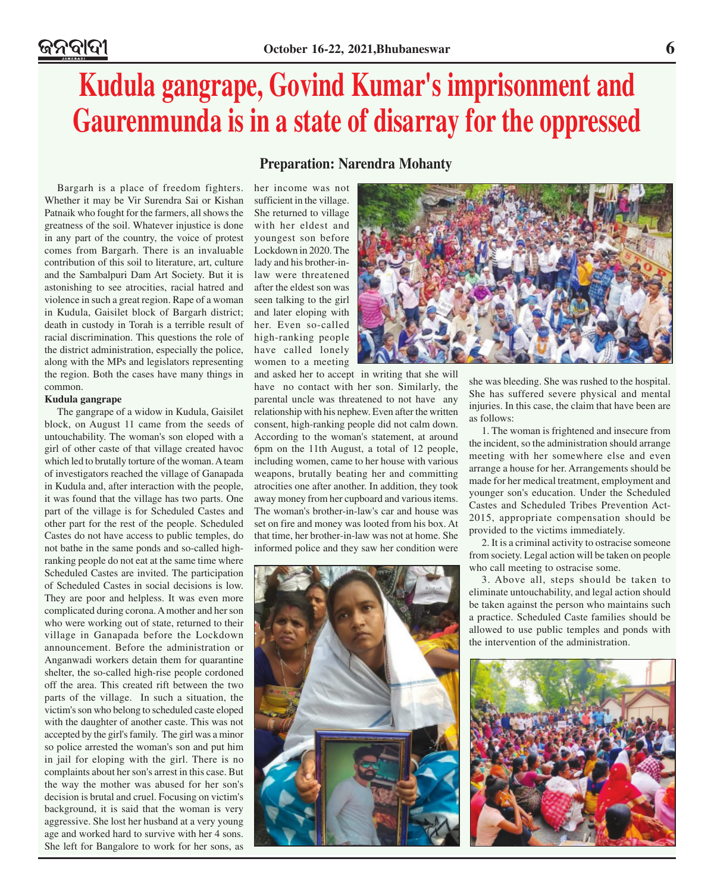# Kudula gangrape, Govind Kumar's imprisonment and Gaurenmunda is in a state of disarray for the oppressed

### Preparation: Narendra Mohanty

Bargarh is a place of freedom fighters. Whether it may be Vir Surendra Sai or Kishan Patnaik who fought for the farmers, all shows the greatness of the soil. Whatever injustice is done in any part of the country, the voice of protest comes from Bargarh. There is an invaluable contribution of this soil to literature, art, culture and the Sambalpuri Dam Art Society. But it is astonishing to see atrocities, racial hatred and violence in such a great region. Rape of a woman in Kudula, Gaisilet block of Bargarh district; death in custody in Torah is a terrible result of racial discrimination. This questions the role of the district administration, especially the police, along with the MPs and legislators representing the region. Both the cases have many things in common.

**Kudula gangrape**

The gangrape of a widow in Kudula, Gaisilet block, on August 11 came from the seeds of untouchability. The woman's son eloped with a girl of other caste of that village created havoc which led to brutally torture of the woman. A team of investigators reached the village of Ganapada in Kudula and, after interaction with the people, it was found that the village has two parts. One part of the village is for Scheduled Castes and other part for the rest of the people. Scheduled Castes do not have access to public temples, do not bathe in the same ponds and so-called high-ranking people do not eat at the same time where Scheduled Castes are invited. The participation of Scheduled Castes in social decisions is low. They are poor and helpless. It was even more complicated during corona. A mother and her son who were working out of state, returned to their village in Ganapada before the Lockdown announcement. Before the administration or Anganwadi workers detain them for quarantine shelter, the so-called high-rise people cordoned off the area. This created rift between the two parts of the village. In such a situation, the victim's son who belong to scheduled caste eloped with the daughter of another caste. This was not accepted by the girl's family. The girl was a minor so police arrested the woman's son and put him in jail for eloping with the girl. There is no complaints about her son's arrest in this case. But the way the mother was abused for her son's decision is brutal and cruel. Focusing on victim's background, it is said that the woman is very aggressive. She lost her husband at a very young age and worked hard to survive with her 4 sons. She left for Bangalore to work for her sons, as her income was not sufficient in the village. She returned to village with her eldest and youngest son before Lockdown in 2020. The lady and his brother-in-law were threatened after the eldest son was seen talking to the girl and later eloping with her. Even so-called high-ranking people have called lonely women to a meeting and asked her to accept in writing that she will have no contact with her son. Similarly, the parental uncle was threatened to not have any relationship with his nephew. Even after the written consent, high-ranking people did not calm down. According to the woman's statement, at around 6pm on the 11th August, a total of 12 people, including women, came to her house with various weapons, brutally beating her and committing atrocities one after another. In addition, they took away money from her cupboard and various items. The woman's brother-in-law's car and house was set on fire and money was looted from his box. At that time, her brother-in-law was not at home. She informed police and they saw her condition were she was bleeding. She was rushed to the hospital. She has suffered severe physical and mental injuries. In this case, the claim that have been are as follows:

1. The woman is frightened and insecure from the incident, so the administration should arrange meeting with her somewhere else and even arrange a house for her. Arrangements should be made for her medical treatment, employment and younger son's education. Under the Scheduled Castes and Scheduled Tribes Prevention Act-2015, appropriate compensation should be provided to the victims immediately.

2. It is a criminal activity to ostracise someone from society. Legal action will be taken on people who call meeting to ostracise some.

3. Above all, steps should be taken to eliminate untouchability, and legal action should be taken against the person who maintains such a practice. Scheduled Caste families should be allowed to use public temples and ponds with the intervention of the administration.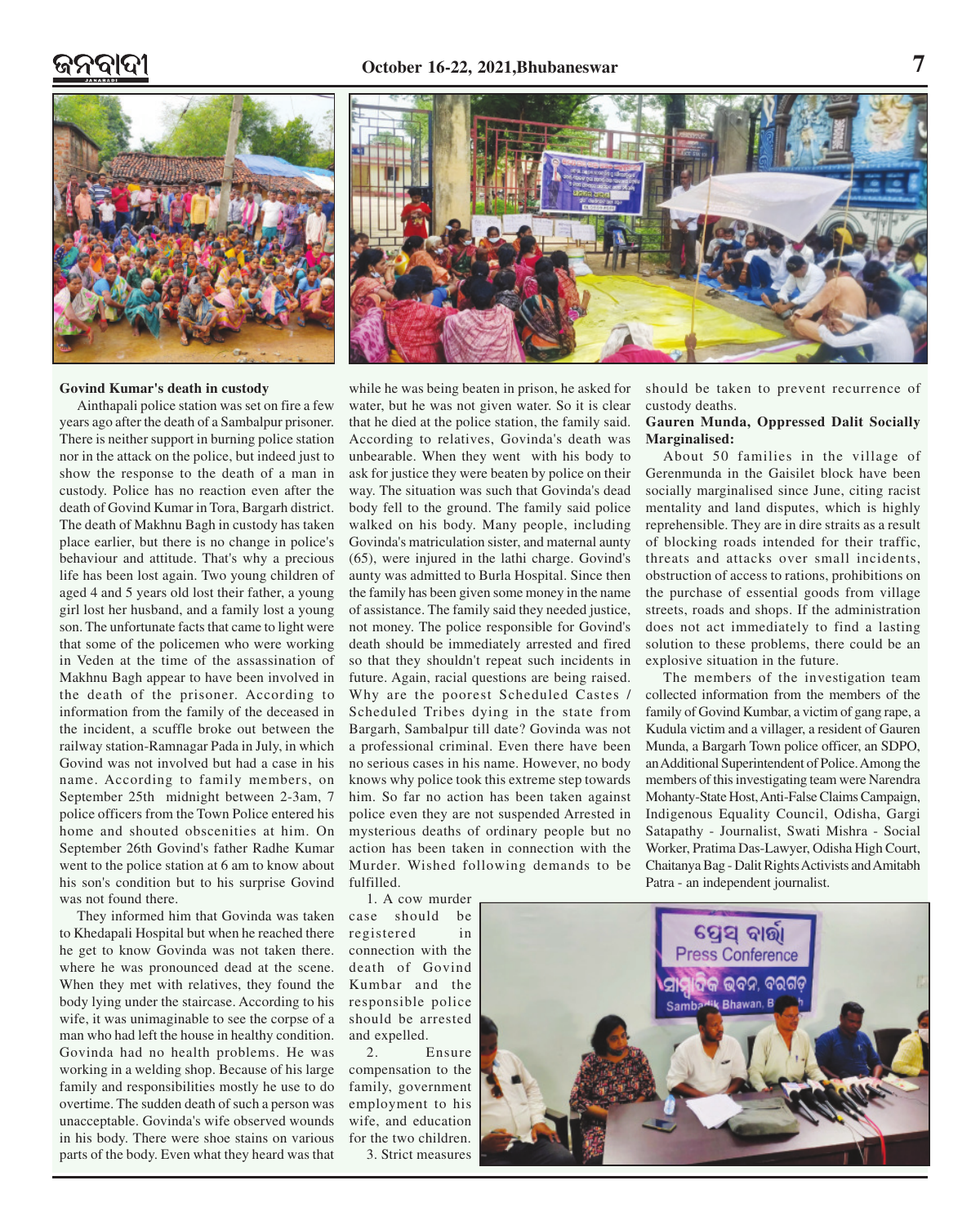**Govind Kumar's death in custody**

Ainthapali police station was set on fire a few years ago after the death of a Sambalpur prisoner. There is neither support in burning police station nor in the attack on the police, but indeed just to show the response to the death of a man in custody. Police has no reaction even after the death of Govind Kumar in Tora, Bargarh district. The death of Makhnu Bagh in custody has taken place earlier, but there is no change in police's behaviour and attitude. That's why a precious life has been lost again. Two young children of aged 4 and 5 years old lost their father, a young girl lost her husband, and a family lost a young son. The unfortunate facts that came to light were that some of the policemen who were working in Veden at the time of the assassination of Makhnu Bagh appear to have been involved in the death of the prisoner. According to information from the family of the deceased in the incident, a scuffle broke out between the railway station-Ramnagar Pada in July, in which Govind was not involved but had a case in his name. According to family members, on September 25th midnight between 2-3am, 7 police officers from the Town Police entered his home and shouted obscenities at him. On September 26th Govind's father Radhe Kumar went to the police station at 6 am to know about his son's condition but to his surprise Govind was not found there.

They informed him that Govinda was taken to Khedapali Hospital but when he reached there he get to know Govinda was not taken there. where he was pronounced dead at the scene. When they met with relatives, they found the body lying under the staircase. According to his wife, it was unimaginable to see the corpse of a man who had left the house in healthy condition. Govinda had no health problems. He was working in a welding shop. Because of his large family and responsibilities mostly he use to do overtime. The sudden death of such a person was unacceptable. Govinda's wife observed wounds in his body. There were shoe stains on various parts of the body. Even what they heard was that while he was being beaten in prison, he asked for water, but he was not given water. So it is clear that he died at the police station, the family said. According to relatives, Govinda's death was unbearable. When they went with his body to ask for justice they were beaten by police on their way. The situation was such that Govinda's dead body fell to the ground. The family said police walked on his body. Many people, including Govinda's matriculation sister, and maternal aunty (65), were injured in the lathi charge. Govind's aunty was admitted to Burla Hospital. Since then the family has been given some money in the name of assistance. The family said they needed justice, not money. The police responsible for Govind's death should be immediately arrested and fired so that they shouldn't repeat such incidents in future. Again, racial questions are being raised. Why are the poorest Scheduled Castes / Scheduled Tribes dying in the state from Bargarh, Sambalpur till date? Govinda was not a professional criminal. Even there have been no serious cases in his name. However, no body knows why police took this extreme step towards him. So far no action has been taken against police even they are not suspended Arrested in mysterious deaths of ordinary people but no action has been taken in connection with the Murder. Wished following demands to be fulfilled.

1. A cow murder case should be registered in connection with the death of Govind Kumbar and the responsible police should be arrested and expelled.

2. Ensure compensation to the family, government employment to his wife, and education for the two children.

3. Strict measures should be taken to prevent recurrence of custody deaths.

**Gauren Munda, Oppressed Dalit Socially Marginalised:**

About 50 families in the village of Gerenmunda in the Gaisilet block have been socially marginalised since June, citing racist mentality and land disputes, which is highly reprehensible. They are in dire straits as a result of blocking roads intended for their traffic, threats and attacks over small incidents, obstruction of access to rations, prohibitions on the purchase of essential goods from village streets, roads and shops. If the administration does not act immediately to find a lasting solution to these problems, there could be an explosive situation in the future.

The members of the investigation team collected information from the members of the family of Govind Kumbar, a victim of gang rape, a Kudula victim and a villager, a resident of Gauren Munda, a Bargarh Town police officer, an SDPO, an Additional Superintendent of Police. Among the members of this investigating team were Narendra Mohanty-State Host, Anti-False Claims Campaign, Indigenous Equality Council, Odisha, Gargi Satapathy - Journalist, Swati Mishra - Social Worker, Pratima Das-Lawyer, Odisha High Court, Chaitanya Bag - Dalit Rights Activists and Amitabh Patra - an independent journalist.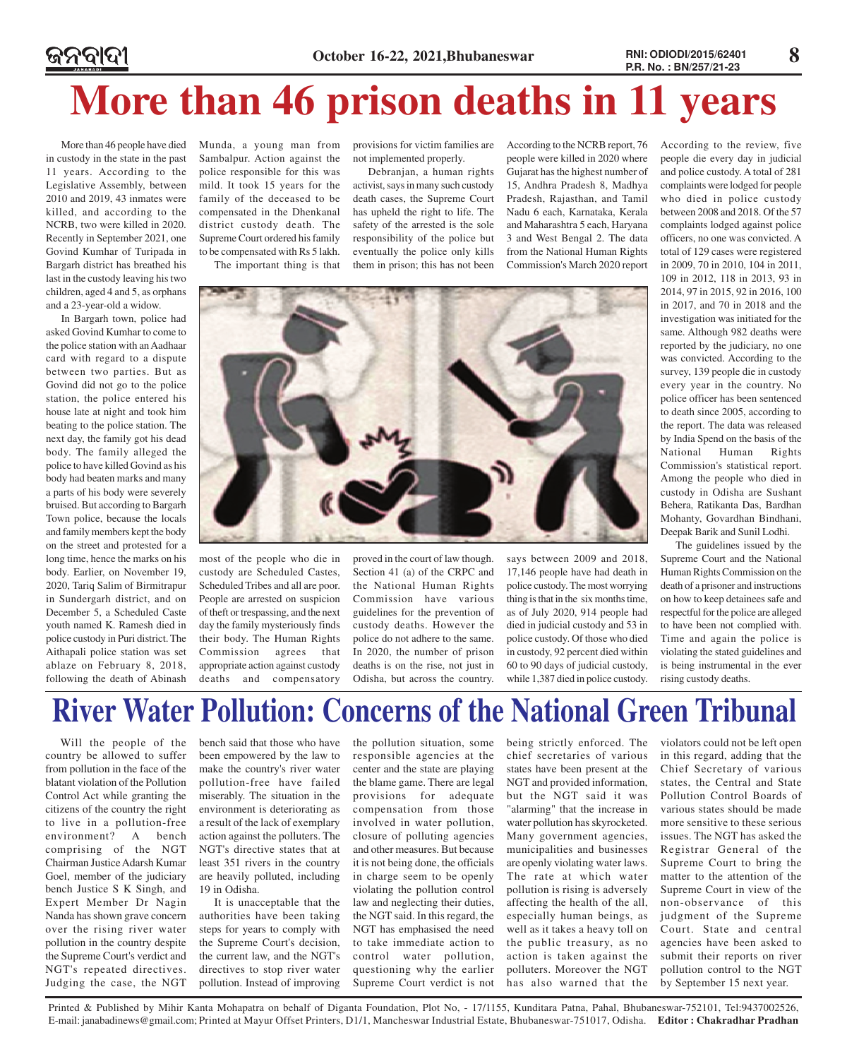# More than 46 prison deaths in 11 years

More than 46 people have died in custody in the state in the past 11 years. According to the Legislative Assembly, between 2010 and 2019, 43 inmates were killed, and according to the NCRB, two were killed in 2020. Recently in September 2021, one Govind Kumhar of Turipada in Bargarh district has breathed his last in the custody leaving his two children, aged 4 and 5, as orphans and a 23-year-old a widow.

In Bargarh town, police had asked Govind Kumhar to come to the police station with an Aadhaar card with regard to a dispute between two parties. But as Govind did not go to the police station, the police entered his house late at night and took him beating to the police station. The next day, the family got his dead body. The family alleged the police to have killed Govind as his body had beaten marks and many a parts of his body were severely bruised. But according to Bargarh Town police, because the locals and family members kept the body on the street and protested for a long time, hence the marks on his body. Earlier, on November 19, 2020, Tariq Salim of Birmitrapur in Sundergarh district, and on December 5, a Scheduled Caste youth named K. Ramesh died in police custody in Puri district. The Aithapali police station was set ablaze on February 8, 2018, following the death of Abinash Munda, a young man from Sambalpur. Action against the police responsible for this was mild. It took 15 years for the family of the deceased to be compensated in the Dhenkanal district custody death. The Supreme Court ordered his family to be compensated with Rs 5 lakh.

The important thing is that most of the people who die in custody are Scheduled Castes, Scheduled Tribes and all are poor. People are arrested on suspicion of theft or trespassing, and the next day the family mysteriously finds their body. The Human Rights Commission agrees that appropriate action against custody deaths and compensatory provisions for victim families are not implemented properly.

Debranjan, a human rights activist, says in many such custody death cases, the Supreme Court has upheld the right to life. The safety of the arrested is the sole responsibility of the police but eventually the police only kills them in prison; this has not been proved in the court of law though. Section 41 (a) of the CRPC and the National Human Rights Commission have various guidelines for the prevention of custody deaths. However the police do not adhere to the same. In 2020, the number of prison deaths is on the rise, not just in Odisha, but across the country. According to the NCRB report, 76 people were killed in 2020 where Gujarat has the highest number of 15, Andhra Pradesh 8, Madhya Pradesh, Rajasthan, and Tamil Nadu 6 each, Karnataka, Kerala and Maharashtra 5 each, Haryana 3 and West Bengal 2. The data from the National Human Rights Commission's March 2020 report says between 2009 and 2018, 17,146 people have had death in police custody. The most worrying thing is that in the six months time, as of July 2020, 914 people had died in judicial custody and 53 in police custody. Of those who died in custody, 92 percent died within 60 to 90 days of judicial custody, while 1,387 died in police custody.

According to the review, five people die every day in judicial and police custody. A total of 281 complaints were lodged for people who died in police custody between 2008 and 2018. Of the 57 complaints lodged against police officers, no one was convicted. A total of 129 cases were registered in 2009, 70 in 2010, 104 in 2011, 109 in 2012, 118 in 2013, 93 in 2014, 97 in 2015, 92 in 2016, 100 in 2017, and 70 in 2018 and the investigation was initiated for the same. Although 982 deaths were reported by the judiciary, no one was convicted. According to the survey, 139 people die in custody every year in the country. No police officer has been sentenced to death since 2005, according to the report. The data was released by India Spend on the basis of the National Human Rights Commission's statistical report. Among the people who died in custody in Odisha are Sushant Behera, Ratikanta Das, Bardhan Mohanty, Govardhan Bindhani, Deepak Barik and Sunil Lodhi.

The guidelines issued by the Supreme Court and the National Human Rights Commission on the death of a prisoner and instructions on how to keep detainees safe and respectful for the police are alleged to have been not complied with. Time and again the police is violating the stated guidelines and is being instrumental in the ever rising custody deaths.

# River Water Pollution: Concerns of the National Green Tribunal

Will the people of the country be allowed to suffer from pollution in the face of the blatant violation of the Pollution Control Act while granting the citizens of the country the right to live in a pollution-free environment? A bench comprising of the NGT Chairman Justice Adarsh Kumar Goel, member of the judiciary bench Justice S K Singh, and Expert Member Dr Nagin Nanda has shown grave concern over the rising river water pollution in the country despite the Supreme Court's verdict and NGT's repeated directives. Judging the case, the NGT bench said that those who have been empowered by the law to make the country's river water pollution-free have failed miserably. The situation in the environment is deteriorating as a result of the lack of exemplary action against the polluters. The NGT's directive states that at least 351 rivers in the country are heavily polluted, including 19 in Odisha.

It is unacceptable that the authorities have been taking steps for years to comply with the Supreme Court's decision, the current law, and the NGT's directives to stop river water pollution. Instead of improving the pollution situation, some responsible agencies at the center and the state are playing the blame game. There are legal provisions for adequate compensation from those involved in water pollution, closure of polluting agencies and other measures. But because it is not being done, the officials in charge seem to be openly violating the pollution control law and neglecting their duties, the NGT said. In this regard, the NGT has emphasised the need to take immediate action to control water pollution, questioning why the earlier Supreme Court verdict is not being strictly enforced. The chief secretaries of various states have been present at the NGT and provided information, but the NGT said it was "alarming" that the increase in water pollution has skyrocketed. Many government agencies, municipalities and businesses are openly violating water laws. The rate at which water pollution is rising is adversely affecting the health of the all, especially human beings, as well as it takes a heavy toll on the public treasury, as no action is taken against the polluters. Moreover the NGT has also warned that the violators could not be left open in this regard, adding that the Chief Secretary of various states, the Central and State Pollution Control Boards of various states should be made more sensitive to these serious issues. The NGT has asked the Registrar General of the Supreme Court to bring the matter to the attention of the Supreme Court in view of the non-observance of this judgment of the Supreme Court. State and central agencies have been asked to submit their reports on river pollution control to the NGT by September 15 next year.

Printed & Published by Mihir Kanta Mohapatra on behalf of Diganta Foundation, Plot No, - 17/1155, Kunditara Patna, Pahal, Bhubaneswar-752101, Tel:9437002526, E-mail: janabadinews@gmail.com; Printed at Mayur Offset Printers, D1/1, Mancheswar Industrial Estate, Bhubaneswar-751017, Odisha. **Editor : Chakradhar Pradhan**